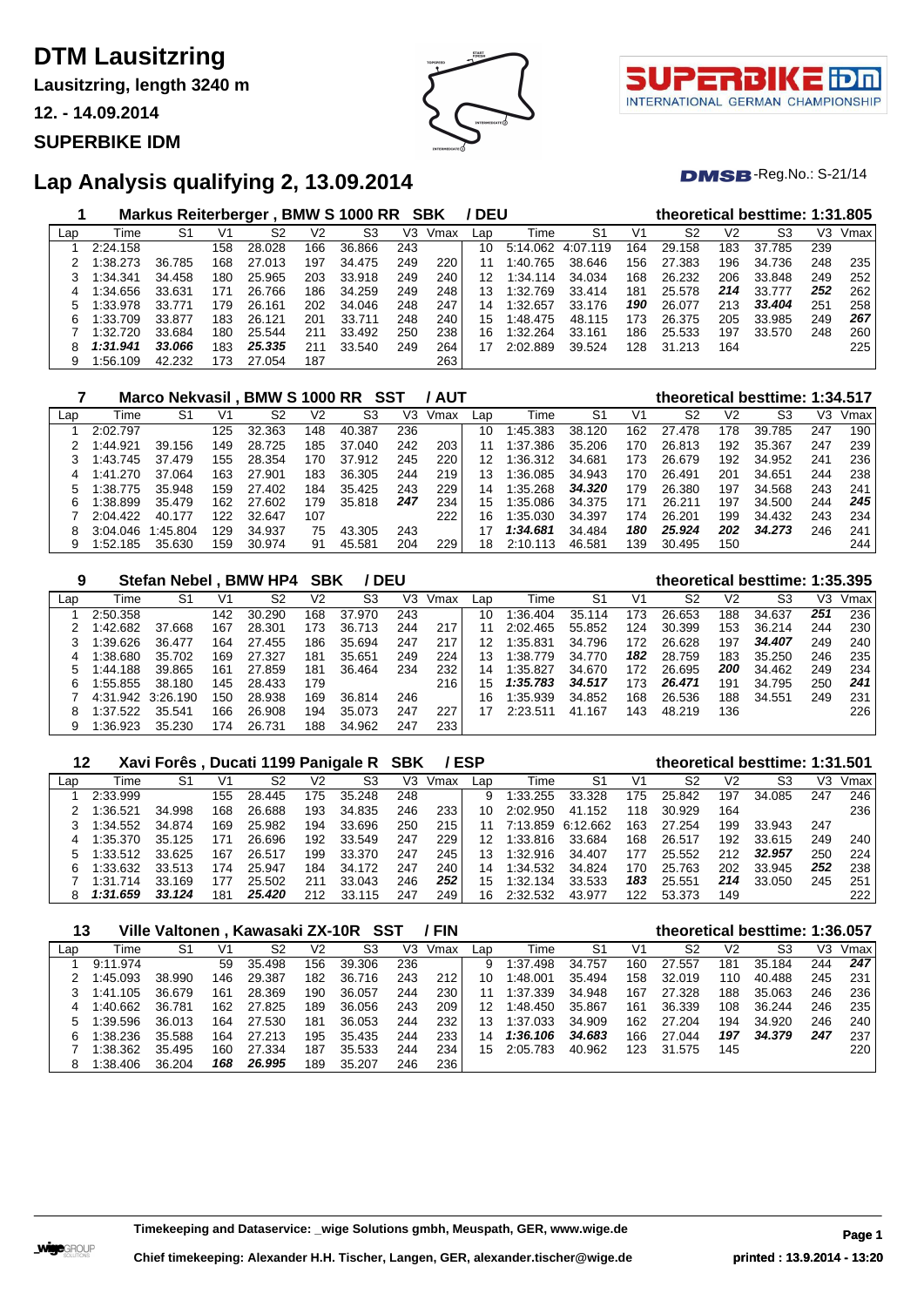# DTM Lausitzring

**Lausitzring, length 3240 m**

**12. - 14.09.2014**

**SUPERBIKE IDM**

## Lap Analysis qualifying 2, 13.09.2014

DMSB-Reg.No.: S-21/14

### 1 Markus Reiterberger , BMW S 1000 RR SBK / DEU — theoretical besttime: 1:31.805

| Lap | Time | S1 | V1 | S2 | V2 | S3 | V3 | Vmax | Lap | Time | S1 | V1 | S2 | V2 | S3 | V3 | Vmax |
|---|---|---|---|---|---|---|---|---|---|---|---|---|---|---|---|---|---|
| 1 | 2:24.158 | | 158 | 28.028 | 166 | 36.866 | 243 | | 10 | 5:14.062 | 4:07.119 | 164 | 29.158 | 183 | 37.785 | 239 | |
| 2 | 1:38.273 | 36.785 | 168 | 27.013 | 197 | 34.475 | 249 | 220 | 11 | 1:40.765 | 38.646 | 156 | 27.383 | 196 | 34.736 | 248 | 235 |
| 3 | 1:34.341 | 34.458 | 180 | 25.965 | 203 | 33.918 | 249 | 240 | 12 | 1:34.114 | 34.034 | 168 | 26.232 | 206 | 33.848 | 249 | 252 |
| 4 | 1:34.656 | 33.631 | 171 | 26.766 | 186 | 34.259 | 249 | 248 | 13 | 1:32.769 | 33.414 | 181 | 25.578 | ***214*** | 33.777 | ***252*** | 262 |
| 5 | 1:33.978 | 33.771 | 179 | 26.161 | 202 | 34.046 | 248 | 247 | 14 | 1:32.657 | 33.176 | ***190*** | 26.077 | 213 | ***33.404*** | 251 | 258 |
| 6 | 1:33.709 | 33.877 | 183 | 26.121 | 201 | 33.711 | 248 | 240 | 15 | 1:48.475 | 48.115 | 173 | 26.375 | 205 | 33.985 | 249 | ***267*** |
| 7 | 1:32.720 | 33.684 | 180 | 25.544 | 211 | 33.492 | 250 | 238 | 16 | 1:32.264 | 33.161 | 186 | 25.533 | 197 | 33.570 | 248 | 260 |
| 8 | ***1:31.941*** | ***33.066*** | 183 | ***25.335*** | 211 | 33.540 | 249 | 264 | 17 | 2:02.889 | 39.524 | 128 | 31.213 | 164 | | | 225 |
| 9 | 1:56.109 | 42.232 | 173 | 27.054 | 187 | | | 263 | | | | | | | | | |

### 7 Marco Nekvasil , BMW S 1000 RR SST / AUT — theoretical besttime: 1:34.517

| Lap | Time | S1 | V1 | S2 | V2 | S3 | V3 | Vmax | Lap | Time | S1 | V1 | S2 | V2 | S3 | V3 | Vmax |
|---|---|---|---|---|---|---|---|---|---|---|---|---|---|---|---|---|---|
| 1 | 2:02.797 | | 125 | 32.363 | 148 | 40.387 | 236 | | 10 | 1:45.383 | 38.120 | 162 | 27.478 | 178 | 39.785 | 247 | 190 |
| 2 | 1:44.921 | 39.156 | 149 | 28.725 | 185 | 37.040 | 242 | 203 | 11 | 1:37.386 | 35.206 | 170 | 26.813 | 192 | 35.367 | 247 | 239 |
| 3 | 1:43.745 | 37.479 | 155 | 28.354 | 170 | 37.912 | 245 | 220 | 12 | 1:36.312 | 34.681 | 173 | 26.679 | 192 | 34.952 | 241 | 236 |
| 4 | 1:41.270 | 37.064 | 163 | 27.901 | 183 | 36.305 | 244 | 219 | 13 | 1:36.085 | 34.943 | 170 | 26.491 | 201 | 34.651 | 244 | 238 |
| 5 | 1:38.775 | 35.948 | 159 | 27.402 | 184 | 35.695 | 243 | 229 | 14 | 1:35.268 | ***34.320*** | 179 | 26.380 | 197 | 34.568 | 243 | 241 |
| 6 | 1:38.899 | 35.479 | 162 | 27.602 | 179 | 35.818 | ***247*** | 234 | 15 | 1:35.086 | 34.375 | 171 | 26.211 | 197 | 34.500 | 244 | ***245*** |
| 7 | 2:04.422 | 40.177 | 122 | 32.647 | 107 | | | 222 | 16 | 1:35.030 | 34.397 | 174 | 26.201 | 199 | 34.432 | 243 | 234 |
| 8 | 3:04.046 | 1:45.804 | 129 | 34.937 | 75 | 43.305 | 243 | | 17 | ***1:34.681*** | 34.484 | ***180*** | ***25.924*** | ***202*** | ***34.273*** | 246 | 241 |
| 9 | 1:52.185 | 35.630 | 159 | 30.974 | 91 | 45.581 | 204 | 229 | 18 | 2:10.113 | 46.581 | 139 | 30.495 | 150 | | | 244 |

### 9 Stefan Nebel , BMW HP4 SBK / DEU — theoretical besttime: 1:35.395

| Lap | Time | S1 | V1 | S2 | V2 | S3 | V3 | Vmax | Lap | Time | S1 | V1 | S2 | V2 | S3 | V3 | Vmax |
|---|---|---|---|---|---|---|---|---|---|---|---|---|---|---|---|---|---|
| 1 | 2:50.358 | | 142 | 30.290 | 168 | 37.970 | 243 | | 10 | 1:36.404 | 35.114 | 173 | 26.653 | 188 | 34.637 | ***251*** | 236 |
| 2 | 1:42.682 | 37.668 | 167 | 28.301 | 173 | 36.713 | 244 | 217 | 11 | 2:02.465 | 55.852 | 124 | 30.399 | 153 | 36.214 | 244 | 230 |
| 3 | 1:39.626 | 36.477 | 164 | 27.455 | 186 | 35.694 | 247 | 217 | 12 | 1:35.831 | 34.796 | 172 | 26.628 | 197 | ***34.407*** | 249 | 240 |
| 4 | 1:38.680 | 35.702 | 169 | 27.327 | 181 | 35.651 | 249 | 224 | 13 | 1:38.779 | 34.770 | ***182*** | 28.759 | 183 | 35.250 | 246 | 235 |
| 5 | 1:44.188 | 39.865 | 161 | 27.859 | 181 | 36.464 | 234 | 232 | 14 | 1:35.827 | 34.670 | 172 | 26.695 | ***200*** | 34.462 | 249 | 234 |
| 6 | 1:55.855 | 38.180 | 145 | 28.433 | 179 | | | 216 | 15 | ***1:35.783*** | ***34.517*** | 173 | ***26.471*** | 191 | 34.795 | 250 | ***241*** |
| 7 | 4:31.942 | 3:26.190 | 150 | 28.938 | 169 | 36.814 | 246 | | 16 | 1:35.939 | 34.852 | 168 | 26.536 | 188 | 34.551 | 249 | 231 |
| 8 | 1:37.522 | 35.541 | 166 | 26.908 | 194 | 35.073 | 247 | 227 | 17 | 2:23.511 | 41.167 | 143 | 48.219 | 136 | | | 226 |
| 9 | 1:36.923 | 35.230 | 174 | 26.731 | 188 | 34.962 | 247 | 233 | | | | | | | | | |

### 12 Xavi Forês , Ducati 1199 Panigale R SBK / ESP — theoretical besttime: 1:31.501

| Lap | Time | S1 | V1 | S2 | V2 | S3 | V3 | Vmax | Lap | Time | S1 | V1 | S2 | V2 | S3 | V3 | Vmax |
|---|---|---|---|---|---|---|---|---|---|---|---|---|---|---|---|---|---|
| 1 | 2:33.999 | | 155 | 28.445 | 175 | 35.248 | 248 | | 9 | 1:33.255 | 33.328 | 175 | 25.842 | 197 | 34.085 | 247 | 246 |
| 2 | 1:36.521 | 34.998 | 168 | 26.688 | 193 | 34.835 | 246 | 233 | 10 | 2:02.950 | 41.152 | 118 | 30.929 | 164 | | | 236 |
| 3 | 1:34.552 | 34.874 | 169 | 25.982 | 194 | 33.696 | 250 | 215 | 11 | 7:13.859 | 6:12.662 | 163 | 27.254 | 199 | 33.943 | 247 | |
| 4 | 1:35.370 | 35.125 | 171 | 26.696 | 192 | 33.549 | 247 | 229 | 12 | 1:33.816 | 33.684 | 168 | 26.517 | 192 | 33.615 | 249 | 240 |
| 5 | 1:33.512 | 33.625 | 167 | 26.517 | 199 | 33.370 | 247 | 245 | 13 | 1:32.916 | 34.407 | 177 | 25.552 | 212 | ***32.957*** | 250 | 224 |
| 6 | 1:33.632 | 33.513 | 174 | 25.947 | 184 | 34.172 | 247 | 240 | 14 | 1:34.532 | 34.824 | 170 | 25.763 | 202 | 33.945 | ***252*** | 238 |
| 7 | 1:31.714 | 33.169 | 177 | 25.502 | 211 | 33.043 | 246 | ***252*** | 15 | 1:32.134 | 33.533 | ***183*** | 25.551 | ***214*** | 33.050 | 245 | 251 |
| 8 | ***1:31.659*** | ***33.124*** | 181 | ***25.420*** | 212 | 33.115 | 247 | 249 | 16 | 2:32.532 | 43.977 | 122 | 53.373 | 149 | | | 222 |

### 13 Ville Valtonen , Kawasaki ZX-10R SST / FIN — theoretical besttime: 1:36.057

| Lap | Time | S1 | V1 | S2 | V2 | S3 | V3 | Vmax | Lap | Time | S1 | V1 | S2 | V2 | S3 | V3 | Vmax |
|---|---|---|---|---|---|---|---|---|---|---|---|---|---|---|---|---|---|
| 1 | 9:11.974 | | 59 | 35.498 | 156 | 39.306 | 236 | | 9 | 1:37.498 | 34.757 | 160 | 27.557 | 181 | 35.184 | 244 | ***247*** |
| 2 | 1:45.093 | 38.990 | 146 | 29.387 | 182 | 36.716 | 243 | 212 | 10 | 1:48.001 | 35.494 | 158 | 32.019 | 110 | 40.488 | 245 | 231 |
| 3 | 1:41.105 | 36.679 | 161 | 28.369 | 190 | 36.057 | 244 | 230 | 11 | 1:37.339 | 34.948 | 167 | 27.328 | 188 | 35.063 | 246 | 236 |
| 4 | 1:40.662 | 36.781 | 162 | 27.825 | 189 | 36.056 | 243 | 209 | 12 | 1:48.450 | 35.867 | 161 | 36.339 | 108 | 36.244 | 246 | 235 |
| 5 | 1:39.596 | 36.013 | 164 | 27.530 | 181 | 36.053 | 244 | 232 | 13 | 1:37.033 | 34.909 | 162 | 27.204 | 194 | 34.920 | 246 | 240 |
| 6 | 1:38.236 | 35.588 | 164 | 27.213 | 195 | 35.435 | 244 | 233 | 14 | ***1:36.106*** | ***34.683*** | 166 | 27.044 | ***197*** | ***34.379*** | ***247*** | 237 |
| 7 | 1:38.362 | 35.495 | 160 | 27.334 | 187 | 35.533 | 244 | 234 | 15 | 2:05.783 | 40.962 | 123 | 31.575 | 145 | | | 220 |
| 8 | 1:38.406 | 36.204 | ***168*** | ***26.995*** | 189 | 35.207 | 246 | 236 | | | | | | | | | |

**Timekeeping and Dataservice: _wige Solutions gmbh, Meuspath, GER, www.wige.de**

**Chief timekeeping: Alexander H.H. Tischer, Langen, GER, alexander.tischer@wige.de**

**printed : 13.9.2014 - 13:20**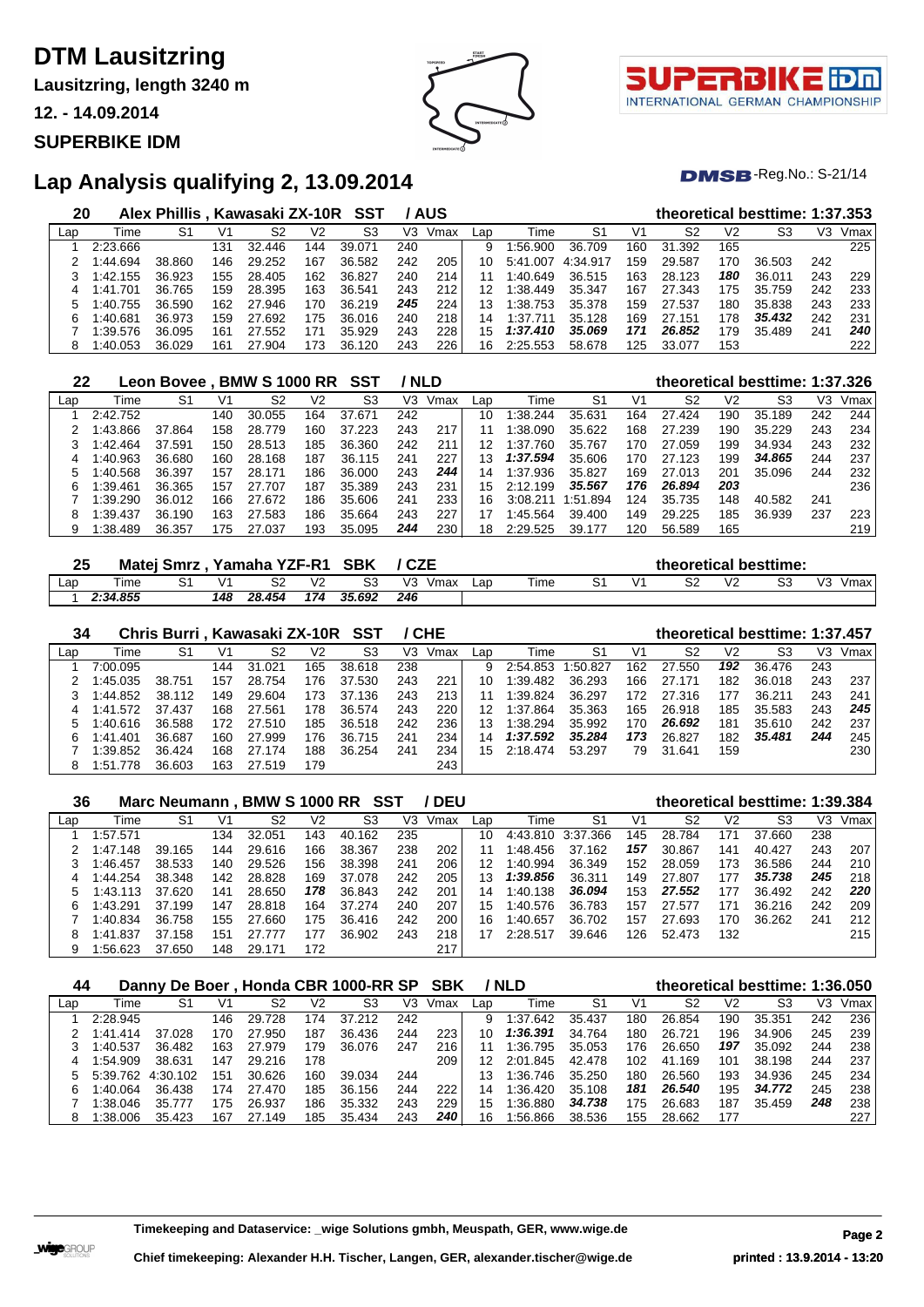# DTM Lausitzring

**Lausitzring, length 3240 m**

**12. - 14.09.2014**

**SUPERBIKE IDM**

## Lap Analysis qualifying 2, 13.09.2014

DMSB-Reg.No.: S-21/14

### 20 Alex Phillis , Kawasaki ZX-10R SST / AUS — theoretical besttime: 1:37.353

| Lap | Time | S1 | V1 | S2 | V2 | S3 | V3 | Vmax | Lap | Time | S1 | V1 | S2 | V2 | S3 | V3 | Vmax |
|---|---|---|---|---|---|---|---|---|---|---|---|---|---|---|---|---|---|
| 1 | 2:23.666 | | 131 | 32.446 | 144 | 39.071 | 240 | | 9 | 1:56.900 | 36.709 | 160 | 31.392 | 165 | | | 225 |
| 2 | 1:44.694 | 38.860 | 146 | 29.252 | 167 | 36.582 | 242 | 205 | 10 | 5:41.007 | 4:34.917 | 159 | 29.587 | 170 | 36.503 | 242 | |
| 3 | 1:42.155 | 36.923 | 155 | 28.405 | 162 | 36.827 | 240 | 214 | 11 | 1:40.649 | 36.515 | 163 | 28.123 | *180* | 36.011 | 243 | 229 |
| 4 | 1:41.701 | 36.765 | 159 | 28.395 | 163 | 36.541 | 243 | 212 | 12 | 1:38.449 | 35.347 | 167 | 27.343 | 175 | 35.759 | 242 | 233 |
| 5 | 1:40.755 | 36.590 | 162 | 27.946 | 170 | 36.219 | *245* | 224 | 13 | 1:38.753 | 35.378 | 159 | 27.537 | 180 | 35.838 | 243 | 233 |
| 6 | 1:40.681 | 36.973 | 159 | 27.692 | 175 | 36.016 | 240 | 218 | 14 | 1:37.711 | 35.128 | 169 | 27.151 | 178 | *35.432* | 242 | 231 |
| 7 | 1:39.576 | 36.095 | 161 | 27.552 | 171 | 35.929 | 243 | 228 | 15 | *1:37.410* | *35.069* | *171* | *26.852* | 179 | 35.489 | 241 | *240* |
| 8 | 1:40.053 | 36.029 | 161 | 27.904 | 173 | 36.120 | 243 | 226 | 16 | 2:25.553 | 58.678 | 125 | 33.077 | 153 | | | 222 |

### 22 Leon Bovee , BMW S 1000 RR SST / NLD — theoretical besttime: 1:37.326

| Lap | Time | S1 | V1 | S2 | V2 | S3 | V3 | Vmax | Lap | Time | S1 | V1 | S2 | V2 | S3 | V3 | Vmax |
|---|---|---|---|---|---|---|---|---|---|---|---|---|---|---|---|---|---|
| 1 | 2:42.752 | | 140 | 30.055 | 164 | 37.671 | 242 | | 10 | 1:38.244 | 35.631 | 164 | 27.424 | 190 | 35.189 | 242 | 244 |
| 2 | 1:43.866 | 37.864 | 158 | 28.779 | 160 | 37.223 | 243 | 217 | 11 | 1:38.090 | 35.622 | 168 | 27.239 | 190 | 35.229 | 243 | 234 |
| 3 | 1:42.464 | 37.591 | 150 | 28.513 | 185 | 36.360 | 242 | 211 | 12 | 1:37.760 | 35.767 | 170 | 27.059 | 199 | 34.934 | 243 | 232 |
| 4 | 1:40.963 | 36.680 | 160 | 28.168 | 187 | 36.115 | 241 | 227 | 13 | *1:37.594* | 35.606 | 170 | 27.123 | 199 | *34.865* | 244 | 237 |
| 5 | 1:40.568 | 36.397 | 157 | 28.171 | 186 | 36.000 | 243 | *244* | 14 | 1:37.936 | 35.827 | 169 | 27.013 | 201 | 35.096 | 244 | 232 |
| 6 | 1:39.461 | 36.365 | 157 | 27.707 | 187 | 35.389 | 243 | 231 | 15 | 2:12.199 | *35.567* | *176* | *26.894* | *203* | | | 236 |
| 7 | 1:39.290 | 36.012 | 166 | 27.672 | 186 | 35.606 | 241 | 233 | 16 | 3:08.211 | 1:51.894 | 124 | 35.735 | 148 | 40.582 | 241 | |
| 8 | 1:39.437 | 36.190 | 163 | 27.583 | 186 | 35.664 | 243 | 227 | 17 | 1:45.592 | 39.400 | 149 | 29.225 | 185 | 36.939 | 237 | 223 |
| 9 | 1:38.489 | 36.357 | 175 | 27.037 | 193 | 35.095 | *244* | 230 | 18 | 2:29.525 | 39.177 | 120 | 56.589 | 165 | | | 219 |

### 25 Matej Smrz , Yamaha YZF-R1 SBK / CZE — theoretical besttime:

| Lap | Time | S1 | V1 | S2 | V2 | S3 | V3 | Vmax | Lap | Time | S1 | V1 | S2 | V2 | S3 | V3 | Vmax |
|---|---|---|---|---|---|---|---|---|---|---|---|---|---|---|---|---|---|
| 1 | *2:34.855* | | *148* | *28.454* | *174* | *35.692* | *246* | | | | | | | | | | |

### 34 Chris Burri , Kawasaki ZX-10R SST / CHE — theoretical besttime: 1:37.457

| Lap | Time | S1 | V1 | S2 | V2 | S3 | V3 | Vmax | Lap | Time | S1 | V1 | S2 | V2 | S3 | V3 | Vmax |
|---|---|---|---|---|---|---|---|---|---|---|---|---|---|---|---|---|---|
| 1 | 7:00.095 | | 144 | 31.021 | 165 | 38.618 | 238 | | 9 | 2:54.853 | 1:50.827 | 162 | 27.550 | *192* | 36.476 | 243 | |
| 2 | 1:45.035 | 38.751 | 157 | 28.754 | 176 | 37.530 | 243 | 221 | 10 | 1:39.482 | 36.293 | 166 | 27.171 | 182 | 36.018 | 243 | 237 |
| 3 | 1:44.852 | 38.112 | 149 | 29.604 | 173 | 37.136 | 243 | 213 | 11 | 1:39.824 | 36.297 | 172 | 27.316 | 177 | 36.211 | 243 | 241 |
| 4 | 1:41.572 | 37.437 | 168 | 27.561 | 178 | 36.574 | 243 | 220 | 12 | 1:37.864 | 35.363 | 165 | 26.918 | 185 | 35.583 | 243 | *245* |
| 5 | 1:40.616 | 36.588 | 172 | 27.510 | 185 | 36.518 | 242 | 236 | 13 | 1:38.294 | 35.992 | 170 | *26.692* | 181 | 35.610 | 242 | 237 |
| 6 | 1:41.401 | 36.687 | 160 | 27.999 | 176 | 36.715 | 241 | 234 | 14 | *1:37.592* | *35.284* | *173* | 26.827 | 182 | *35.481* | *244* | 245 |
| 7 | 1:39.852 | 36.424 | 168 | 27.174 | 188 | 36.254 | 241 | 234 | 15 | 2:18.474 | 53.297 | 79 | 31.641 | 159 | | | 230 |
| 8 | 1:51.778 | 36.603 | 163 | 27.519 | 179 | | | 243 | | | | | | | | | |

### 36 Marc Neumann , BMW S 1000 RR SST / DEU — theoretical besttime: 1:39.384

| Lap | Time | S1 | V1 | S2 | V2 | S3 | V3 | Vmax | Lap | Time | S1 | V1 | S2 | V2 | S3 | V3 | Vmax |
|---|---|---|---|---|---|---|---|---|---|---|---|---|---|---|---|---|---|
| 1 | 1:57.571 | | 134 | 32.051 | 143 | 40.162 | 235 | | 10 | 4:43.810 | 3:37.366 | 145 | 28.784 | 171 | 37.660 | 238 | |
| 2 | 1:47.148 | 39.165 | 144 | 29.616 | 166 | 38.367 | 238 | 202 | 11 | 1:48.456 | 37.162 | *157* | 30.867 | 141 | 40.427 | 243 | 207 |
| 3 | 1:46.457 | 38.533 | 140 | 29.526 | 156 | 38.398 | 241 | 206 | 12 | 1:40.994 | 36.349 | 152 | 28.059 | 173 | 36.586 | 244 | 210 |
| 4 | 1:44.254 | 38.348 | 142 | 28.828 | 169 | 37.078 | 242 | 205 | 13 | *1:39.856* | 36.311 | 149 | 27.807 | 177 | *35.738* | *245* | 218 |
| 5 | 1:43.113 | 37.620 | 141 | 28.650 | *178* | 36.843 | 242 | 201 | 14 | 1:40.138 | *36.094* | 153 | *27.552* | 177 | 36.492 | 242 | *220* |
| 6 | 1:43.291 | 37.199 | 147 | 28.818 | 164 | 37.274 | 240 | 207 | 15 | 1:40.576 | 36.783 | 157 | 27.577 | 171 | 36.216 | 243 | 209 |
| 7 | 1:40.834 | 36.758 | 155 | 27.660 | 175 | 36.416 | 242 | 200 | 16 | 1:40.657 | 36.702 | 157 | 27.693 | 170 | 36.262 | 241 | 212 |
| 8 | 1:41.837 | 37.158 | 151 | 27.777 | 177 | 36.902 | 243 | 218 | 17 | 2:28.517 | 39.646 | 126 | 52.473 | 132 | | | 215 |
| 9 | 1:56.623 | 37.650 | 148 | 29.171 | 172 | | | 217 | | | | | | | | | |

### 44 Danny De Boer , Honda CBR 1000-RR SP SBK / NLD — theoretical besttime: 1:36.050

| Lap | Time | S1 | V1 | S2 | V2 | S3 | V3 | Vmax | Lap | Time | S1 | V1 | S2 | V2 | S3 | V3 | Vmax |
|---|---|---|---|---|---|---|---|---|---|---|---|---|---|---|---|---|---|
| 1 | 2:28.945 | | 146 | 29.728 | 174 | 37.212 | 242 | | 9 | 1:37.642 | 35.437 | 180 | 26.854 | 190 | 35.351 | 242 | 236 |
| 2 | 1:41.414 | 37.028 | 170 | 27.950 | 187 | 36.436 | 244 | 223 | 10 | *1:36.391* | 34.764 | 180 | 26.721 | 196 | 34.906 | 245 | 239 |
| 3 | 1:40.537 | 36.482 | 163 | 27.979 | 179 | 36.076 | 247 | 216 | 11 | 1:36.795 | 35.053 | 176 | 26.650 | *197* | 35.092 | 244 | 238 |
| 4 | 1:54.909 | 38.631 | 147 | 29.216 | 178 | | | 209 | 12 | 2:01.845 | 42.478 | 102 | 41.169 | 101 | 38.198 | 244 | 237 |
| 5 | 5:39.762 | 4:30.102 | 151 | 30.626 | 160 | 39.034 | 244 | | 13 | 1:36.746 | 35.250 | 180 | 26.560 | 193 | 34.936 | 245 | 234 |
| 6 | 1:40.064 | 36.438 | 174 | 27.470 | 185 | 36.156 | 244 | 222 | 14 | 1:36.420 | 35.108 | *181* | *26.540* | 195 | *34.772* | 245 | 238 |
| 7 | 1:38.046 | 35.777 | 175 | 26.937 | 186 | 35.332 | 243 | 229 | 15 | 1:36.880 | *34.738* | 175 | 26.683 | 187 | 35.459 | *248* | 238 |
| 8 | 1:38.006 | 35.423 | 167 | 27.149 | 185 | 35.434 | 243 | *240* | 16 | 1:56.866 | 38.536 | 155 | 28.662 | 177 | | | 227 |

**Timekeeping and Dataservice: _wige Solutions gmbh, Meuspath, GER, www.wige.de**

**Chief timekeeping: Alexander H.H. Tischer, Langen, GER, alexander.tischer@wige.de**

**printed : 13.9.2014 - 13:20**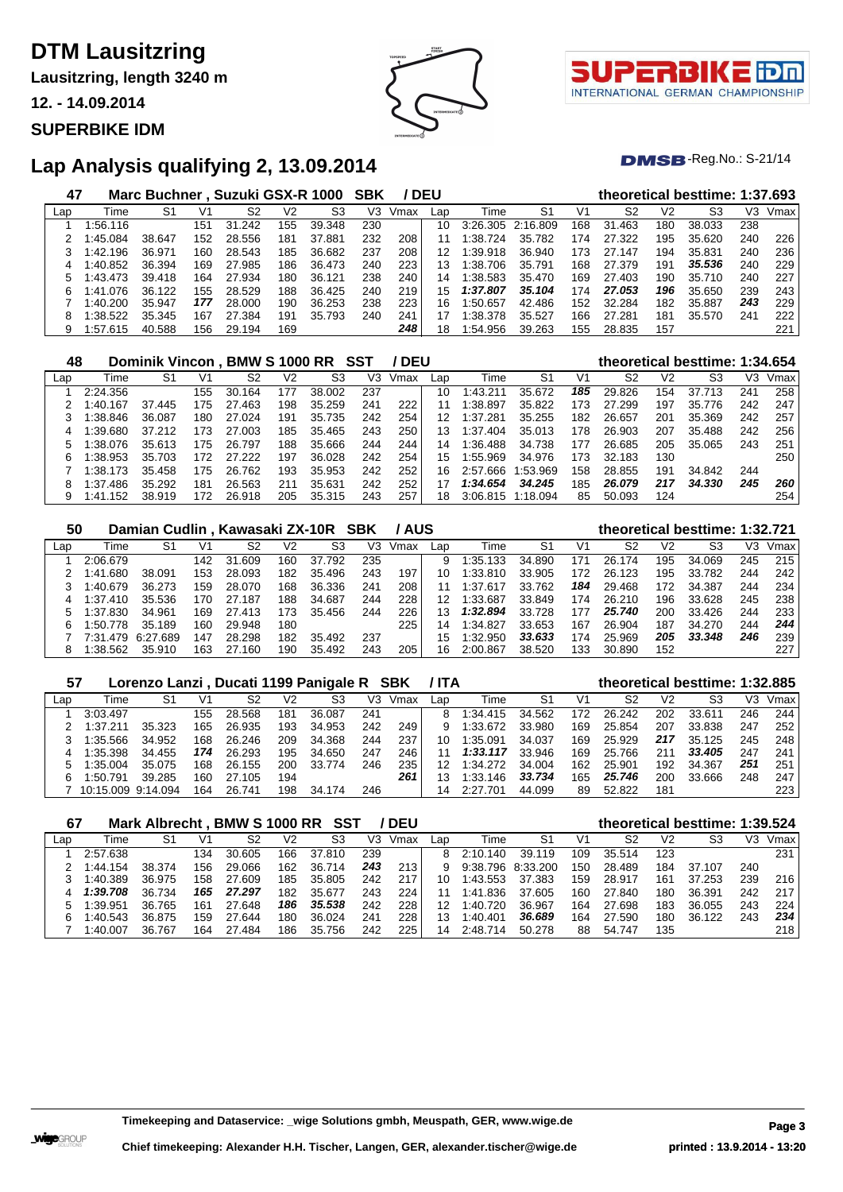# DTM Lausitzring

**Lausitzring, length 3240 m**

**12. - 14.09.2014**

**SUPERBIKE IDM**

## Lap Analysis qualifying 2, 13.09.2014

DMSB-Reg.No.: S-21/14

### 47 Marc Buchner , Suzuki GSX-R 1000 SBK / DEU — theoretical besttime: 1:37.693

| Lap | Time | S1 | V1 | S2 | V2 | S3 | V3 | Vmax | Lap | Time | S1 | V1 | S2 | V2 | S3 | V3 | Vmax |
|---|---|---|---|---|---|---|---|---|---|---|---|---|---|---|---|---|---|
| 1 | 1:56.116 | | 151 | 31.242 | 155 | 39.348 | 230 | | 10 | 3:26.305 | 2:16.809 | 168 | 31.463 | 180 | 38.033 | 238 | |
| 2 | 1:45.084 | 38.647 | 152 | 28.556 | 181 | 37.881 | 232 | 208 | 11 | 1:38.724 | 35.782 | 174 | 27.322 | 195 | 35.620 | 240 | 226 |
| 3 | 1:42.196 | 36.971 | 160 | 28.543 | 185 | 36.682 | 237 | 208 | 12 | 1:39.918 | 36.940 | 173 | 27.147 | 194 | 35.831 | 240 | 236 |
| 4 | 1:40.852 | 36.394 | 169 | 27.985 | 186 | 36.473 | 240 | 223 | 13 | 1:38.706 | 35.791 | 168 | 27.379 | 191 | ***35.536*** | 240 | 229 |
| 5 | 1:43.473 | 39.418 | 164 | 27.934 | 180 | 36.121 | 238 | 240 | 14 | 1:38.583 | 35.470 | 169 | 27.403 | 190 | 35.710 | 240 | 227 |
| 6 | 1:41.076 | 36.122 | 155 | 28.529 | 188 | 36.425 | 240 | 219 | 15 | ***1:37.807*** | ***35.104*** | 174 | ***27.053*** | ***196*** | 35.650 | 239 | 243 |
| 7 | 1:40.200 | 35.947 | ***177*** | 28.000 | 190 | 36.253 | 238 | 223 | 16 | 1:50.657 | 42.486 | 152 | 32.284 | 182 | 35.887 | ***243*** | 229 |
| 8 | 1:38.522 | 35.345 | 167 | 27.384 | 191 | 35.793 | 240 | 241 | 17 | 1:38.378 | 35.527 | 166 | 27.281 | 181 | 35.570 | 241 | 222 |
| 9 | 1:57.615 | 40.588 | 156 | 29.194 | 169 | | | ***248*** | 18 | 1:54.956 | 39.263 | 155 | 28.835 | 157 | | | 221 |

### 48 Dominik Vincon , BMW S 1000 RR SST / DEU — theoretical besttime: 1:34.654

| Lap | Time | S1 | V1 | S2 | V2 | S3 | V3 | Vmax | Lap | Time | S1 | V1 | S2 | V2 | S3 | V3 | Vmax |
|---|---|---|---|---|---|---|---|---|---|---|---|---|---|---|---|---|---|
| 1 | 2:24.356 | | 155 | 30.164 | 177 | 38.002 | 237 | | 10 | 1:43.211 | 35.672 | ***185*** | 29.826 | 154 | 37.713 | 241 | 258 |
| 2 | 1:40.167 | 37.445 | 175 | 27.463 | 198 | 35.259 | 241 | 222 | 11 | 1:38.897 | 35.822 | 173 | 27.299 | 197 | 35.776 | 242 | 247 |
| 3 | 1:38.846 | 36.087 | 180 | 27.024 | 191 | 35.735 | 242 | 254 | 12 | 1:37.281 | 35.255 | 182 | 26.657 | 201 | 35.369 | 242 | 257 |
| 4 | 1:39.680 | 37.212 | 173 | 27.003 | 185 | 35.465 | 243 | 250 | 13 | 1:37.404 | 35.013 | 178 | 26.903 | 207 | 35.488 | 242 | 256 |
| 5 | 1:38.076 | 35.613 | 175 | 26.797 | 188 | 35.666 | 244 | 244 | 14 | 1:36.488 | 34.738 | 177 | 26.685 | 205 | 35.065 | 243 | 251 |
| 6 | 1:38.953 | 35.703 | 172 | 27.222 | 197 | 36.028 | 242 | 254 | 15 | 1:55.969 | 34.976 | 173 | 32.183 | 130 | | | 250 |
| 7 | 1:38.173 | 35.458 | 175 | 26.762 | 193 | 35.953 | 242 | 252 | 16 | 2:57.666 | 1:53.969 | 158 | 28.855 | 191 | 34.842 | 244 | |
| 8 | 1:37.486 | 35.292 | 181 | 26.563 | 211 | 35.631 | 242 | 252 | 17 | ***1:34.654*** | ***34.245*** | 185 | ***26.079*** | ***217*** | ***34.330*** | ***245*** | ***260*** |
| 9 | 1:41.152 | 38.919 | 172 | 26.918 | 205 | 35.315 | 243 | 257 | 18 | 3:06.815 | 1:18.094 | 85 | 50.093 | 124 | | | 254 |

### 50 Damian Cudlin , Kawasaki ZX-10R SBK / AUS — theoretical besttime: 1:32.721

| Lap | Time | S1 | V1 | S2 | V2 | S3 | V3 | Vmax | Lap | Time | S1 | V1 | S2 | V2 | S3 | V3 | Vmax |
|---|---|---|---|---|---|---|---|---|---|---|---|---|---|---|---|---|---|
| 1 | 2:06.679 | | 142 | 31.609 | 160 | 37.792 | 235 | | 9 | 1:35.133 | 34.890 | 171 | 26.174 | 195 | 34.069 | 245 | 215 |
| 2 | 1:41.680 | 38.091 | 153 | 28.093 | 182 | 35.496 | 243 | 197 | 10 | 1:33.810 | 33.905 | 172 | 26.123 | 195 | 33.782 | 244 | 242 |
| 3 | 1:40.679 | 36.273 | 159 | 28.070 | 168 | 36.336 | 241 | 208 | 11 | 1:37.617 | 33.762 | ***184*** | 29.468 | 172 | 34.387 | 244 | 234 |
| 4 | 1:37.410 | 35.536 | 170 | 27.187 | 188 | 34.687 | 244 | 228 | 12 | 1:33.687 | 33.849 | 174 | 26.210 | 196 | 33.628 | 245 | 238 |
| 5 | 1:37.830 | 34.961 | 169 | 27.413 | 173 | 35.456 | 244 | 226 | 13 | ***1:32.894*** | 33.728 | 177 | ***25.740*** | 200 | 33.426 | 244 | 233 |
| 6 | 1:50.778 | 35.189 | 160 | 29.948 | 180 | | | 225 | 14 | 1:34.827 | 33.653 | 167 | 26.904 | 187 | 34.270 | 244 | ***244*** |
| 7 | 7:31.479 | 6:27.689 | 147 | 28.298 | 182 | 35.492 | 237 | | 15 | 1:32.950 | ***33.633*** | 174 | 25.969 | ***205*** | ***33.348*** | ***246*** | 239 |
| 8 | 1:38.562 | 35.910 | 163 | 27.160 | 190 | 35.492 | 243 | 205 | 16 | 2:00.867 | 38.520 | 133 | 30.890 | 152 | | | 227 |

### 57 Lorenzo Lanzi , Ducati 1199 Panigale R SBK / ITA — theoretical besttime: 1:32.885

| Lap | Time | S1 | V1 | S2 | V2 | S3 | V3 | Vmax | Lap | Time | S1 | V1 | S2 | V2 | S3 | V3 | Vmax |
|---|---|---|---|---|---|---|---|---|---|---|---|---|---|---|---|---|---|
| 1 | 3:03.497 | | 155 | 28.568 | 181 | 36.087 | 241 | | 8 | 1:34.415 | 34.562 | 172 | 26.242 | 202 | 33.611 | 246 | 244 |
| 2 | 1:37.211 | 35.323 | 165 | 26.935 | 193 | 34.953 | 242 | 249 | 9 | 1:33.672 | 33.980 | 169 | 25.854 | 207 | 33.838 | 247 | 252 |
| 3 | 1:35.566 | 34.952 | 168 | 26.246 | 209 | 34.368 | 244 | 237 | 10 | 1:35.091 | 34.037 | 169 | 25.929 | ***217*** | 35.125 | 245 | 248 |
| 4 | 1:35.398 | 34.455 | ***174*** | 26.293 | 195 | 34.650 | 247 | 246 | 11 | ***1:33.117*** | 33.946 | 169 | 25.766 | 211 | ***33.405*** | 247 | 241 |
| 5 | 1:35.004 | 35.075 | 168 | 26.155 | 200 | 33.774 | 246 | 235 | 12 | 1:34.272 | 34.004 | 162 | 25.901 | 192 | 34.367 | ***251*** | 251 |
| 6 | 1:50.791 | 39.285 | 160 | 27.105 | 194 | | | ***261*** | 13 | 1:33.146 | ***33.734*** | 165 | ***25.746*** | 200 | 33.666 | 248 | 247 |
| 7 | 10:15.009 | 9:14.094 | 164 | 26.741 | 198 | 34.174 | 246 | | 14 | 2:27.701 | 44.099 | 89 | 52.822 | 181 | | | 223 |

### 67 Mark Albrecht , BMW S 1000 RR SST / DEU — theoretical besttime: 1:39.524

| Lap | Time | S1 | V1 | S2 | V2 | S3 | V3 | Vmax | Lap | Time | S1 | V1 | S2 | V2 | S3 | V3 | Vmax |
|---|---|---|---|---|---|---|---|---|---|---|---|---|---|---|---|---|---|
| 1 | 2:57.638 | | 134 | 30.605 | 166 | 37.810 | 239 | | 8 | 2:10.140 | 39.119 | 109 | 35.514 | 123 | | | 231 |
| 2 | 1:44.154 | 38.374 | 156 | 29.066 | 162 | 36.714 | ***243*** | 213 | 9 | 9:38.796 | 8:33.200 | 150 | 28.489 | 184 | 37.107 | 240 | |
| 3 | 1:40.389 | 36.975 | 158 | 27.609 | 185 | 35.805 | 242 | 217 | 10 | 1:43.553 | 37.383 | 159 | 28.917 | 161 | 37.253 | 239 | 216 |
| 4 | ***1:39.708*** | 36.734 | ***165*** | ***27.297*** | 182 | 35.677 | 243 | 224 | 11 | 1:41.836 | 37.605 | 160 | 27.840 | 180 | 36.391 | 242 | 217 |
| 5 | 1:39.951 | 36.765 | 161 | 27.648 | ***186*** | ***35.538*** | 242 | 228 | 12 | 1:40.720 | 36.967 | 164 | 27.698 | 183 | 36.055 | 243 | 224 |
| 6 | 1:40.543 | 36.875 | 159 | 27.644 | 180 | 36.024 | 241 | 228 | 13 | 1:40.401 | ***36.689*** | 164 | 27.590 | 180 | 36.122 | 243 | ***234*** |
| 7 | 1:40.007 | 36.767 | 164 | 27.484 | 186 | 35.756 | 242 | 225 | 14 | 2:48.714 | 50.278 | 88 | 54.747 | 135 | | | 218 |

**Timekeeping and Dataservice: _wige Solutions gmbh, Meuspath, GER, www.wige.de**

**Chief timekeeping: Alexander H.H. Tischer, Langen, GER, alexander.tischer@wige.de**

**printed : 13.9.2014 - 13:20**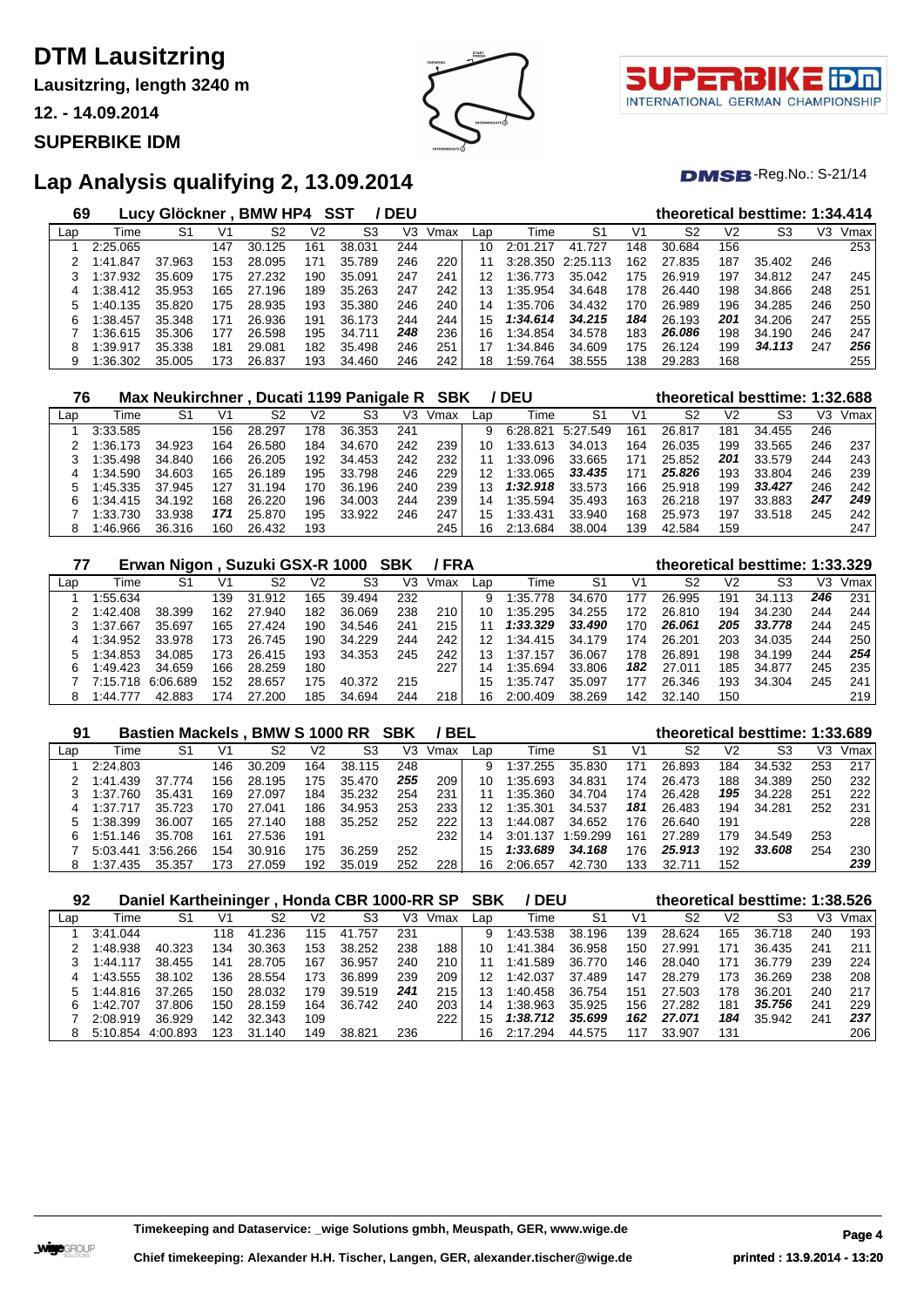# DTM Lausitzring

**Lausitzring, length 3240 m**

**12. - 14.09.2014**

**SUPERBIKE IDM**

## Lap Analysis qualifying 2, 13.09.2014

DMSB-Reg.No.: S-21/14

### 69 Lucy Glöckner , BMW HP4 SST / DEU — theoretical besttime: 1:34.414

| Lap | Time | S1 | V1 | S2 | V2 | S3 | V3 | Vmax | Lap | Time | S1 | V1 | S2 | V2 | S3 | V3 | Vmax |
|---|---|---|---|---|---|---|---|---|---|---|---|---|---|---|---|---|---|
| 1 | 2:25.065 | | 147 | 30.125 | 161 | 38.031 | 244 | | 10 | 2:01.217 | 41.727 | 148 | 30.684 | 156 | | | 253 |
| 2 | 1:41.847 | 37.963 | 153 | 28.095 | 171 | 35.789 | 246 | 220 | 11 | 3:28.350 | 2:25.113 | 162 | 27.835 | 187 | 35.402 | 246 | |
| 3 | 1:37.932 | 35.609 | 175 | 27.232 | 190 | 35.091 | 247 | 241 | 12 | 1:36.773 | 35.042 | 175 | 26.919 | 197 | 34.812 | 247 | 245 |
| 4 | 1:38.412 | 35.953 | 165 | 27.196 | 189 | 35.263 | 247 | 242 | 13 | 1:35.954 | 34.648 | 178 | 26.440 | 198 | 34.866 | 248 | 251 |
| 5 | 1:40.135 | 35.820 | 175 | 28.935 | 193 | 35.380 | 246 | 240 | 14 | 1:35.706 | 34.432 | 170 | 26.989 | 196 | 34.285 | 246 | 250 |
| 6 | 1:38.457 | 35.348 | 171 | 26.936 | 191 | 36.173 | 244 | 244 | 15 | **1:34.614** | **34.215** | **184** | 26.193 | **201** | 34.206 | 247 | 255 |
| 7 | 1:36.615 | 35.306 | 177 | 26.598 | 195 | 34.711 | **248** | 236 | 16 | 1:34.854 | 34.578 | 183 | **26.086** | 198 | 34.190 | 246 | 247 |
| 8 | 1:39.917 | 35.338 | 181 | 29.081 | 182 | 35.498 | 246 | 251 | 17 | 1:34.846 | 34.609 | 175 | 26.124 | 199 | **34.113** | 247 | **256** |
| 9 | 1:36.302 | 35.005 | 173 | 26.837 | 193 | 34.460 | 246 | 242 | 18 | 1:59.764 | 38.555 | 138 | 29.283 | 168 | | | 255 |

### 76 Max Neukirchner , Ducati 1199 Panigale R SBK / DEU — theoretical besttime: 1:32.688

| Lap | Time | S1 | V1 | S2 | V2 | S3 | V3 | Vmax | Lap | Time | S1 | V1 | S2 | V2 | S3 | V3 | Vmax |
|---|---|---|---|---|---|---|---|---|---|---|---|---|---|---|---|---|---|
| 1 | 3:33.585 | | 156 | 28.297 | 178 | 36.353 | 241 | | 9 | 6:28.821 | 5:27.549 | 161 | 26.817 | 181 | 34.455 | 246 | |
| 2 | 1:36.173 | 34.923 | 164 | 26.580 | 184 | 34.670 | 242 | 239 | 10 | 1:33.613 | 34.013 | 164 | 26.035 | 199 | 33.565 | 246 | 237 |
| 3 | 1:35.498 | 34.840 | 166 | 26.205 | 192 | 34.453 | 242 | 232 | 11 | 1:33.096 | 33.665 | 171 | 25.852 | **201** | 33.579 | 244 | 243 |
| 4 | 1:34.590 | 34.603 | 165 | 26.189 | 195 | 33.798 | 246 | 229 | 12 | 1:33.065 | **33.435** | 171 | **25.826** | 193 | 33.804 | 246 | 239 |
| 5 | 1:45.335 | 37.945 | 127 | 31.194 | 170 | 36.196 | 240 | 239 | 13 | **1:32.918** | 33.573 | 166 | 25.918 | 199 | **33.427** | 246 | 242 |
| 6 | 1:34.415 | 34.192 | 168 | 26.220 | 196 | 34.003 | 244 | 239 | 14 | 1:35.594 | 35.493 | 163 | 26.218 | 197 | 33.883 | **247** | **249** |
| 7 | 1:33.730 | 33.938 | **171** | 25.870 | 195 | 33.922 | 246 | 247 | 15 | 1:33.431 | 33.940 | 168 | 25.973 | 197 | 33.518 | 245 | 242 |
| 8 | 1:46.966 | 36.316 | 160 | 26.432 | 193 | | | 245 | 16 | 2:13.684 | 38.004 | 139 | 42.584 | 159 | | | 247 |

### 77 Erwan Nigon , Suzuki GSX-R 1000 SBK / FRA — theoretical besttime: 1:33.329

| Lap | Time | S1 | V1 | S2 | V2 | S3 | V3 | Vmax | Lap | Time | S1 | V1 | S2 | V2 | S3 | V3 | Vmax |
|---|---|---|---|---|---|---|---|---|---|---|---|---|---|---|---|---|---|
| 1 | 1:55.634 | | 139 | 31.912 | 165 | 39.494 | 232 | | 9 | 1:35.778 | 34.670 | 177 | 26.995 | 191 | 34.113 | **246** | 231 |
| 2 | 1:42.408 | 38.399 | 162 | 27.940 | 182 | 36.069 | 238 | 210 | 10 | 1:35.295 | 34.255 | 172 | 26.810 | 194 | 34.230 | 244 | 244 |
| 3 | 1:37.667 | 35.697 | 165 | 27.424 | 190 | 34.546 | 241 | 215 | 11 | **1:33.329** | **33.490** | 170 | **26.061** | **205** | **33.778** | 244 | 245 |
| 4 | 1:34.952 | 33.978 | 173 | 26.745 | 190 | 34.229 | 244 | 242 | 12 | 1:34.415 | 34.179 | 174 | 26.201 | 203 | 34.035 | 244 | 250 |
| 5 | 1:34.853 | 34.085 | 173 | 26.415 | 193 | 34.353 | 245 | 242 | 13 | 1:37.157 | 36.067 | 178 | 26.891 | 198 | 34.199 | 244 | **254** |
| 6 | 1:49.423 | 34.659 | 166 | 28.259 | 180 | | | 227 | 14 | 1:35.694 | 33.806 | **182** | 27.011 | 185 | 34.877 | 245 | 235 |
| 7 | 7:15.718 | 6:06.689 | 152 | 28.657 | 175 | 40.372 | 215 | | 15 | 1:35.747 | 35.097 | 177 | 26.346 | 193 | 34.304 | 245 | 241 |
| 8 | 1:44.777 | 42.883 | 174 | 27.200 | 185 | 34.694 | 244 | 218 | 16 | 2:00.409 | 38.269 | 142 | 32.140 | 150 | | | 219 |

### 91 Bastien Mackels , BMW S 1000 RR SBK / BEL — theoretical besttime: 1:33.689

| Lap | Time | S1 | V1 | S2 | V2 | S3 | V3 | Vmax | Lap | Time | S1 | V1 | S2 | V2 | S3 | V3 | Vmax |
|---|---|---|---|---|---|---|---|---|---|---|---|---|---|---|---|---|---|
| 1 | 2:24.803 | | 146 | 30.209 | 164 | 38.115 | 248 | | 9 | 1:37.255 | 35.830 | 171 | 26.893 | 184 | 34.532 | 253 | 217 |
| 2 | 1:41.439 | 37.774 | 156 | 28.195 | 175 | 35.470 | **255** | 209 | 10 | 1:35.693 | 34.831 | 174 | 26.473 | 188 | 34.389 | 250 | 232 |
| 3 | 1:37.760 | 35.431 | 169 | 27.097 | 184 | 35.232 | 254 | 231 | 11 | 1:35.360 | 34.704 | 174 | 26.428 | **195** | 34.228 | 251 | 222 |
| 4 | 1:37.717 | 35.723 | 170 | 27.041 | 186 | 34.953 | 253 | 233 | 12 | 1:35.301 | 34.537 | **181** | 26.483 | 194 | 34.281 | 252 | 231 |
| 5 | 1:38.399 | 36.007 | 165 | 27.140 | 188 | 35.252 | 252 | 222 | 13 | 1:44.087 | 34.652 | 176 | 26.640 | 191 | | | 228 |
| 6 | 1:51.146 | 35.708 | 161 | 27.536 | 191 | | | 232 | 14 | 3:01.137 | 1:59.299 | 161 | 27.289 | 179 | 34.549 | 253 | |
| 7 | 5:03.441 | 3:56.266 | 154 | 30.916 | 175 | 36.259 | 252 | | 15 | **1:33.689** | **34.168** | 176 | **25.913** | 192 | **33.608** | 254 | 230 |
| 8 | 1:37.435 | 35.357 | 173 | 27.059 | 192 | 35.019 | 252 | 228 | 16 | 2:06.657 | 42.730 | 133 | 32.711 | 152 | | | **239** |

### 92 Daniel Kartheininger , Honda CBR 1000-RR SP SBK / DEU — theoretical besttime: 1:38.526

| Lap | Time | S1 | V1 | S2 | V2 | S3 | V3 | Vmax | Lap | Time | S1 | V1 | S2 | V2 | S3 | V3 | Vmax |
|---|---|---|---|---|---|---|---|---|---|---|---|---|---|---|---|---|---|
| 1 | 3:41.044 | | 118 | 41.236 | 115 | 41.757 | 231 | | 9 | 1:43.538 | 38.196 | 139 | 28.624 | 165 | 36.718 | 240 | 193 |
| 2 | 1:48.938 | 40.323 | 134 | 30.363 | 153 | 38.252 | 238 | 188 | 10 | 1:41.384 | 36.958 | 150 | 27.991 | 171 | 36.435 | 241 | 211 |
| 3 | 1:44.117 | 38.455 | 141 | 28.705 | 167 | 36.957 | 240 | 210 | 11 | 1:41.589 | 36.770 | 146 | 28.040 | 171 | 36.779 | 239 | 224 |
| 4 | 1:43.555 | 38.102 | 136 | 28.554 | 173 | 36.899 | 239 | 209 | 12 | 1:42.037 | 37.489 | 147 | 28.279 | 173 | 36.269 | 238 | 208 |
| 5 | 1:44.816 | 37.265 | 150 | 28.032 | 179 | 39.519 | **241** | 215 | 13 | 1:40.458 | 36.754 | 151 | 27.503 | 178 | 36.201 | 240 | 217 |
| 6 | 1:42.707 | 37.806 | 150 | 28.159 | 164 | 36.742 | 240 | 203 | 14 | 1:38.963 | 35.925 | 156 | 27.282 | 181 | **35.756** | 241 | 229 |
| 7 | 2:08.919 | 36.929 | 142 | 32.343 | 109 | | | 222 | 15 | **1:38.712** | **35.699** | **162** | **27.071** | **184** | 35.942 | 241 | **237** |
| 8 | 5:10.854 | 4:00.893 | 123 | 31.140 | 149 | 38.821 | 236 | | 16 | 2:17.294 | 44.575 | 117 | 33.907 | 131 | | | 206 |

**Timekeeping and Dataservice: _wige Solutions gmbh, Meuspath, GER, www.wige.de**

**Chief timekeeping: Alexander H.H. Tischer, Langen, GER, alexander.tischer@wige.de**

**printed : 13.9.2014 - 13:20**